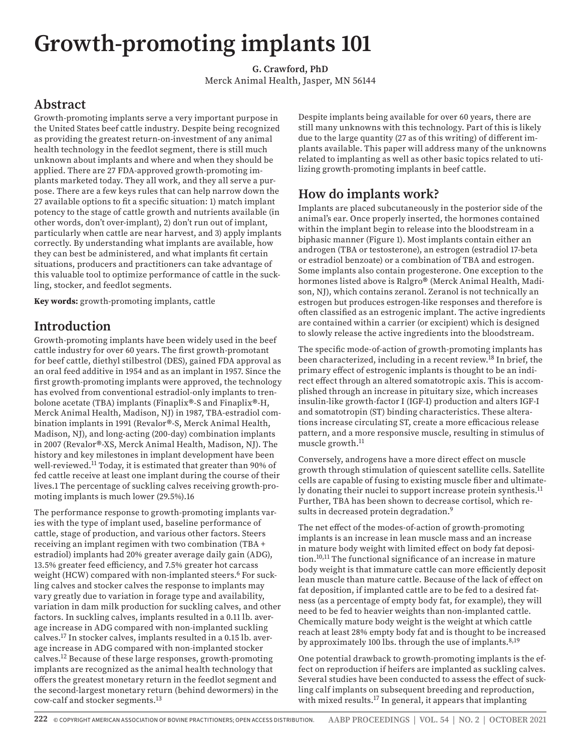# Growth-promoting implants 101

**G. Crawford, PhD**
Merck Animal Health, Jasper, MN 56144

## Abstract

Growth-promoting implants serve a very important purpose in the United States beef cattle industry. Despite being recognized as providing the greatest return-on-investment of any animal health technology in the feedlot segment, there is still much unknown about implants and where and when they should be applied. There are 27 FDA-approved growth-promoting implants marketed today. They all work, and they all serve a purpose. There are a few keys rules that can help narrow down the 27 available options to fit a specific situation: 1) match implant potency to the stage of cattle growth and nutrients available (in other words, don't over-implant), 2) don't run out of implant, particularly when cattle are near harvest, and 3) apply implants correctly. By understanding what implants are available, how they can best be administered, and what implants fit certain situations, producers and practitioners can take advantage of this valuable tool to optimize performance of cattle in the suckling, stocker, and feedlot segments.

**Key words:** growth-promoting implants, cattle

## Introduction

Growth-promoting implants have been widely used in the beef cattle industry for over 60 years. The first growth-promotant for beef cattle, diethyl stilbestrol (DES), gained FDA approval as an oral feed additive in 1954 and as an implant in 1957. Since the first growth-promoting implants were approved, the technology has evolved from conventional estradiol-only implants to trenbolone acetate (TBA) implants (Finaplix®-S and Finaplix®-H, Merck Animal Health, Madison, NJ) in 1987, TBA-estradiol combination implants in 1991 (Revalor®-S, Merck Animal Health, Madison, NJ), and long-acting (200-day) combination implants in 2007 (Revalor®-XS, Merck Animal Health, Madison, NJ). The history and key milestones in implant development have been well-reviewed.[11] Today, it is estimated that greater than 90% of fed cattle receive at least one implant during the course of their lives.1 The percentage of suckling calves receiving growth-promoting implants is much lower (29.5%).16

The performance response to growth-promoting implants varies with the type of implant used, baseline performance of cattle, stage of production, and various other factors. Steers receiving an implant regimen with two combination (TBA + estradiol) implants had 20% greater average daily gain (ADG), 13.5% greater feed efficiency, and 7.5% greater hot carcass weight (HCW) compared with non-implanted steers.[6] For suckling calves and stocker calves the response to implants may vary greatly due to variation in forage type and availability, variation in dam milk production for suckling calves, and other factors. In suckling calves, implants resulted in a 0.11 lb. average increase in ADG compared with non-implanted suckling calves.[17] In stocker calves, implants resulted in a 0.15 lb. average increase in ADG compared with non-implanted stocker calves.[12] Because of these large responses, growth-promoting implants are recognized as the animal health technology that offers the greatest monetary return in the feedlot segment and the second-largest monetary return (behind dewormers) in the cow-calf and stocker segments.[13]

Despite implants being available for over 60 years, there are still many unknowns with this technology. Part of this is likely due to the large quantity (27 as of this writing) of different implants available. This paper will address many of the unknowns related to implanting as well as other basic topics related to utilizing growth-promoting implants in beef cattle.

## How do implants work?

Implants are placed subcutaneously in the posterior side of the animal's ear. Once properly inserted, the hormones contained within the implant begin to release into the bloodstream in a biphasic manner (Figure 1). Most implants contain either an androgen (TBA or testosterone), an estrogen (estradiol 17-beta or estradiol benzoate) or a combination of TBA and estrogen. Some implants also contain progesterone. One exception to the hormones listed above is Ralgro® (Merck Animal Health, Madison, NJ), which contains zeranol. Zeranol is not technically an estrogen but produces estrogen-like responses and therefore is often classified as an estrogenic implant. The active ingredients are contained within a carrier (or excipient) which is designed to slowly release the active ingredients into the bloodstream.

The specific mode-of-action of growth-promoting implants has been characterized, including in a recent review.[18] In brief, the primary effect of estrogenic implants is thought to be an indirect effect through an altered somatotropic axis. This is accomplished through an increase in pituitary size, which increases insulin-like growth-factor I (IGF-I) production and alters IGF-I and somatotropin (ST) binding characteristics. These alterations increase circulating ST, create a more efficacious release pattern, and a more responsive muscle, resulting in stimulus of muscle growth.[11]

Conversely, androgens have a more direct effect on muscle growth through stimulation of quiescent satellite cells. Satellite cells are capable of fusing to existing muscle fiber and ultimately donating their nuclei to support increase protein synthesis.[11] Further, TBA has been shown to decrease cortisol, which results in decreased protein degradation.[9]

The net effect of the modes-of-action of growth-promoting implants is an increase in lean muscle mass and an increase in mature body weight with limited effect on body fat deposition.[10,11] The functional significance of an increase in mature body weight is that immature cattle can more efficiently deposit lean muscle than mature cattle. Because of the lack of effect on fat deposition, if implanted cattle are to be fed to a desired fatness (as a percentage of empty body fat, for example), they will need to be fed to heavier weights than non-implanted cattle. Chemically mature body weight is the weight at which cattle reach at least 28% empty body fat and is thought to be increased by approximately 100 lbs. through the use of implants.[8,19]

One potential drawback to growth-promoting implants is the effect on reproduction if heifers are implanted as suckling calves. Several studies have been conducted to assess the effect of suckling calf implants on subsequent breeding and reproduction, with mixed results.[17] In general, it appears that implanting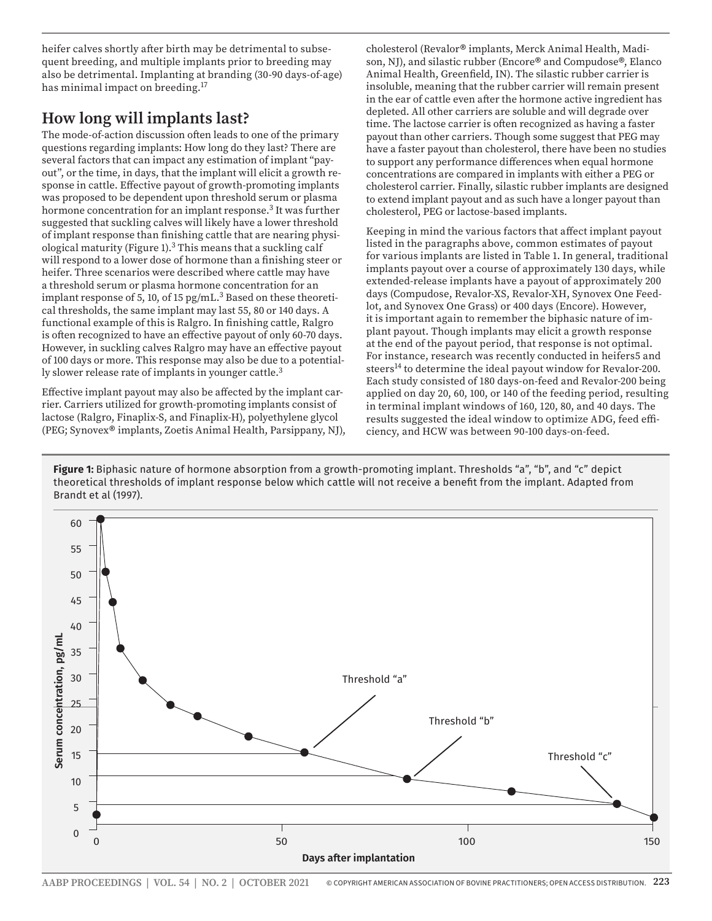heifer calves shortly after birth may be detrimental to subsequent breeding, and multiple implants prior to breeding may also be detrimental. Implanting at branding (30-90 days-of-age) has minimal impact on breeding.[17]

## How long will implants last?

The mode-of-action discussion often leads to one of the primary questions regarding implants: How long do they last? There are several factors that can impact any estimation of implant "payout", or the time, in days, that the implant will elicit a growth response in cattle. Effective payout of growth-promoting implants was proposed to be dependent upon threshold serum or plasma hormone concentration for an implant response.[3] It was further suggested that suckling calves will likely have a lower threshold of implant response than finishing cattle that are nearing physiological maturity (Figure 1).[3] This means that a suckling calf will respond to a lower dose of hormone than a finishing steer or heifer. Three scenarios were described where cattle may have a threshold serum or plasma hormone concentration for an implant response of 5, 10, of 15 pg/mL.[3] Based on these theoretical thresholds, the same implant may last 55, 80 or 140 days. A functional example of this is Ralgro. In finishing cattle, Ralgro is often recognized to have an effective payout of only 60-70 days. However, in suckling calves Ralgro may have an effective payout of 100 days or more. This response may also be due to a potentially slower release rate of implants in younger cattle.[3]

Effective implant payout may also be affected by the implant carrier. Carriers utilized for growth-promoting implants consist of lactose (Ralgro, Finaplix-S, and Finaplix-H), polyethylene glycol (PEG; Synovex® implants, Zoetis Animal Health, Parsippany, NJ), cholesterol (Revalor® implants, Merck Animal Health, Madison, NJ), and silastic rubber (Encore® and Compudose®, Elanco Animal Health, Greenfield, IN). The silastic rubber carrier is insoluble, meaning that the rubber carrier will remain present in the ear of cattle even after the hormone active ingredient has depleted. All other carriers are soluble and will degrade over time. The lactose carrier is often recognized as having a faster payout than other carriers. Though some suggest that PEG may have a faster payout than cholesterol, there have been no studies to support any performance differences when equal hormone concentrations are compared in implants with either a PEG or cholesterol carrier. Finally, silastic rubber implants are designed to extend implant payout and as such have a longer payout than cholesterol, PEG or lactose-based implants.

Keeping in mind the various factors that affect implant payout listed in the paragraphs above, common estimates of payout for various implants are listed in Table 1. In general, traditional implants payout over a course of approximately 130 days, while extended-release implants have a payout of approximately 200 days (Compudose, Revalor-XS, Revalor-XH, Synovex One Feedlot, and Synovex One Grass) or 400 days (Encore). However, it is important again to remember the biphasic nature of implant payout. Though implants may elicit a growth response at the end of the payout period, that response is not optimal. For instance, research was recently conducted in heifers[5] and steers[14] to determine the ideal payout window for Revalor-200. Each study consisted of 180 days-on-feed and Revalor-200 being applied on day 20, 60, 100, or 140 of the feeding period, resulting in terminal implant windows of 160, 120, 80, and 40 days. The results suggested the ideal window to optimize ADG, feed efficiency, and HCW was between 90-100 days-on-feed.

**Figure 1:** Biphasic nature of hormone absorption from a growth-promoting implant. Thresholds "a", "b", and "c" depict theoretical thresholds of implant response below which cattle will not receive a benefit from the implant. Adapted from Brandt et al (1997).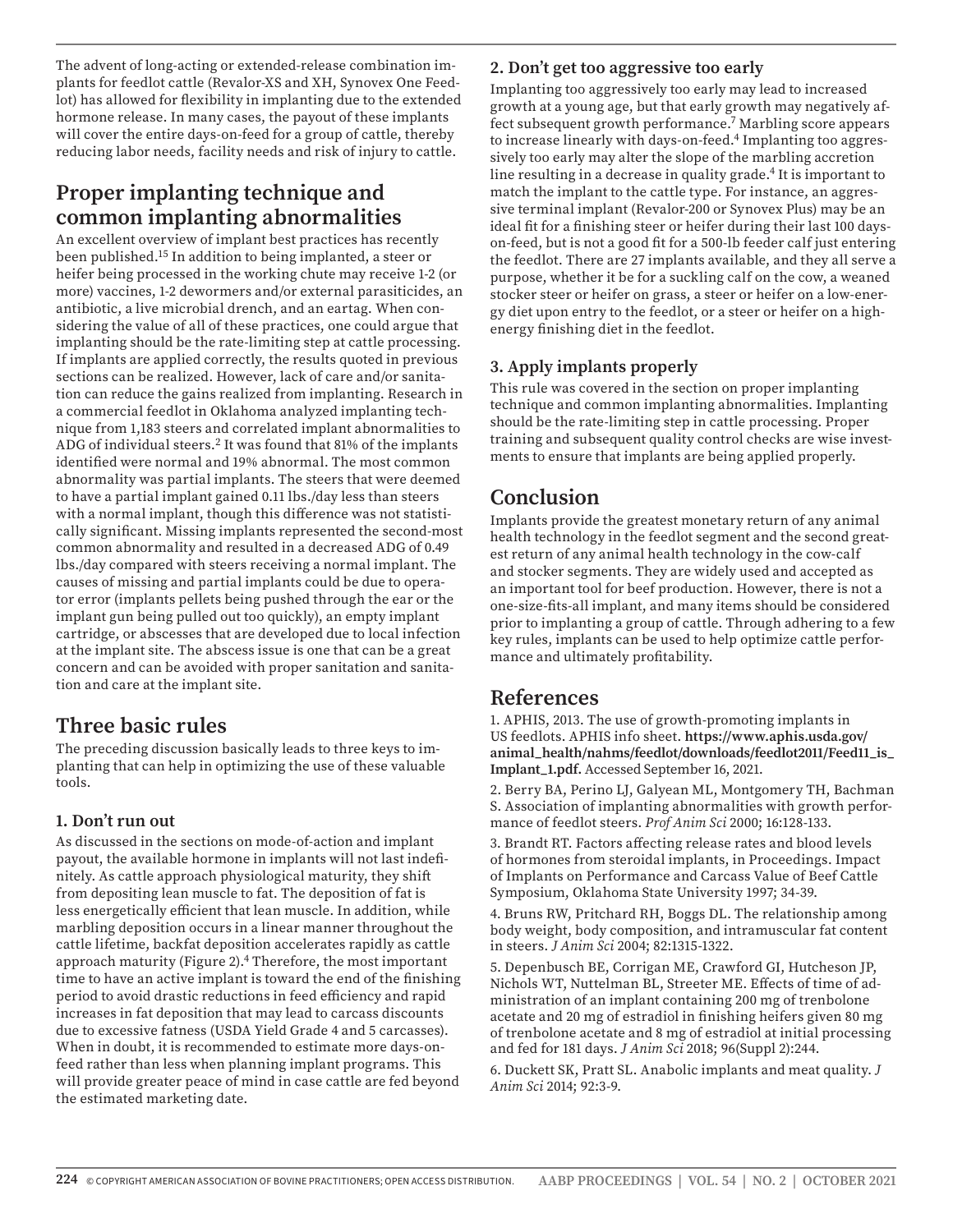The advent of long-acting or extended-release combination implants for feedlot cattle (Revalor-XS and XH, Synovex One Feedlot) has allowed for flexibility in implanting due to the extended hormone release. In many cases, the payout of these implants will cover the entire days-on-feed for a group of cattle, thereby reducing labor needs, facility needs and risk of injury to cattle.

## Proper implanting technique and common implanting abnormalities

An excellent overview of implant best practices has recently been published.[15] In addition to being implanted, a steer or heifer being processed in the working chute may receive 1-2 (or more) vaccines, 1-2 dewormers and/or external parasiticides, an antibiotic, a live microbial drench, and an eartag. When considering the value of all of these practices, one could argue that implanting should be the rate-limiting step at cattle processing. If implants are applied correctly, the results quoted in previous sections can be realized. However, lack of care and/or sanitation can reduce the gains realized from implanting. Research in a commercial feedlot in Oklahoma analyzed implanting technique from 1,183 steers and correlated implant abnormalities to ADG of individual steers.[2] It was found that 81% of the implants identified were normal and 19% abnormal. The most common abnormality was partial implants. The steers that were deemed to have a partial implant gained 0.11 lbs./day less than steers with a normal implant, though this difference was not statistically significant. Missing implants represented the second-most common abnormality and resulted in a decreased ADG of 0.49 lbs./day compared with steers receiving a normal implant. The causes of missing and partial implants could be due to operator error (implants pellets being pushed through the ear or the implant gun being pulled out too quickly), an empty implant cartridge, or abscesses that are developed due to local infection at the implant site. The abscess issue is one that can be a great concern and can be avoided with proper sanitation and sanitation and care at the implant site.

## Three basic rules

The preceding discussion basically leads to three keys to implanting that can help in optimizing the use of these valuable tools.

### 1. Don't run out

As discussed in the sections on mode-of-action and implant payout, the available hormone in implants will not last indefinitely. As cattle approach physiological maturity, they shift from depositing lean muscle to fat. The deposition of fat is less energetically efficient that lean muscle. In addition, while marbling deposition occurs in a linear manner throughout the cattle lifetime, backfat deposition accelerates rapidly as cattle approach maturity (Figure 2).[4] Therefore, the most important time to have an active implant is toward the end of the finishing period to avoid drastic reductions in feed efficiency and rapid increases in fat deposition that may lead to carcass discounts due to excessive fatness (USDA Yield Grade 4 and 5 carcasses). When in doubt, it is recommended to estimate more days-on-feed rather than less when planning implant programs. This will provide greater peace of mind in case cattle are fed beyond the estimated marketing date.

### 2. Don't get too aggressive too early

Implanting too aggressively too early may lead to increased growth at a young age, but that early growth may negatively affect subsequent growth performance.[7] Marbling score appears to increase linearly with days-on-feed.[4] Implanting too aggressively too early may alter the slope of the marbling accretion line resulting in a decrease in quality grade.[4] It is important to match the implant to the cattle type. For instance, an aggressive terminal implant (Revalor-200 or Synovex Plus) may be an ideal fit for a finishing steer or heifer during their last 100 days-on-feed, but is not a good fit for a 500-lb feeder calf just entering the feedlot. There are 27 implants available, and they all serve a purpose, whether it be for a suckling calf on the cow, a weaned stocker steer or heifer on grass, a steer or heifer on a low-energy diet upon entry to the feedlot, or a steer or heifer on a high-energy finishing diet in the feedlot.

### 3. Apply implants properly

This rule was covered in the section on proper implanting technique and common implanting abnormalities. Implanting should be the rate-limiting step in cattle processing. Proper training and subsequent quality control checks are wise investments to ensure that implants are being applied properly.

## Conclusion

Implants provide the greatest monetary return of any animal health technology in the feedlot segment and the second greatest return of any animal health technology in the cow-calf and stocker segments. They are widely used and accepted as an important tool for beef production. However, there is not a one-size-fits-all implant, and many items should be considered prior to implanting a group of cattle. Through adhering to a few key rules, implants can be used to help optimize cattle performance and ultimately profitability.

## References

1. APHIS, 2013. The use of growth-promoting implants in US feedlots. APHIS info sheet. **https://www.aphis.usda.gov/animal_health/nahms/feedlot/downloads/feedlot2011/Feed11_is_Implant_1.pdf.** Accessed September 16, 2021.

2. Berry BA, Perino LJ, Galyean ML, Montgomery TH, Bachman S. Association of implanting abnormalities with growth performance of feedlot steers. *Prof Anim Sci* 2000; 16:128-133.

3. Brandt RT. Factors affecting release rates and blood levels of hormones from steroidal implants, in Proceedings. Impact of Implants on Performance and Carcass Value of Beef Cattle Symposium, Oklahoma State University 1997; 34-39.

4. Bruns RW, Pritchard RH, Boggs DL. The relationship among body weight, body composition, and intramuscular fat content in steers. *J Anim Sci* 2004; 82:1315-1322.

5. Depenbusch BE, Corrigan ME, Crawford GI, Hutcheson JP, Nichols WT, Nuttelman BL, Streeter ME. Effects of time of administration of an implant containing 200 mg of trenbolone acetate and 20 mg of estradiol in finishing heifers given 80 mg of trenbolone acetate and 8 mg of estradiol at initial processing and fed for 181 days. *J Anim Sci* 2018; 96(Suppl 2):244.

6. Duckett SK, Pratt SL. Anabolic implants and meat quality. *J Anim Sci* 2014; 92:3-9.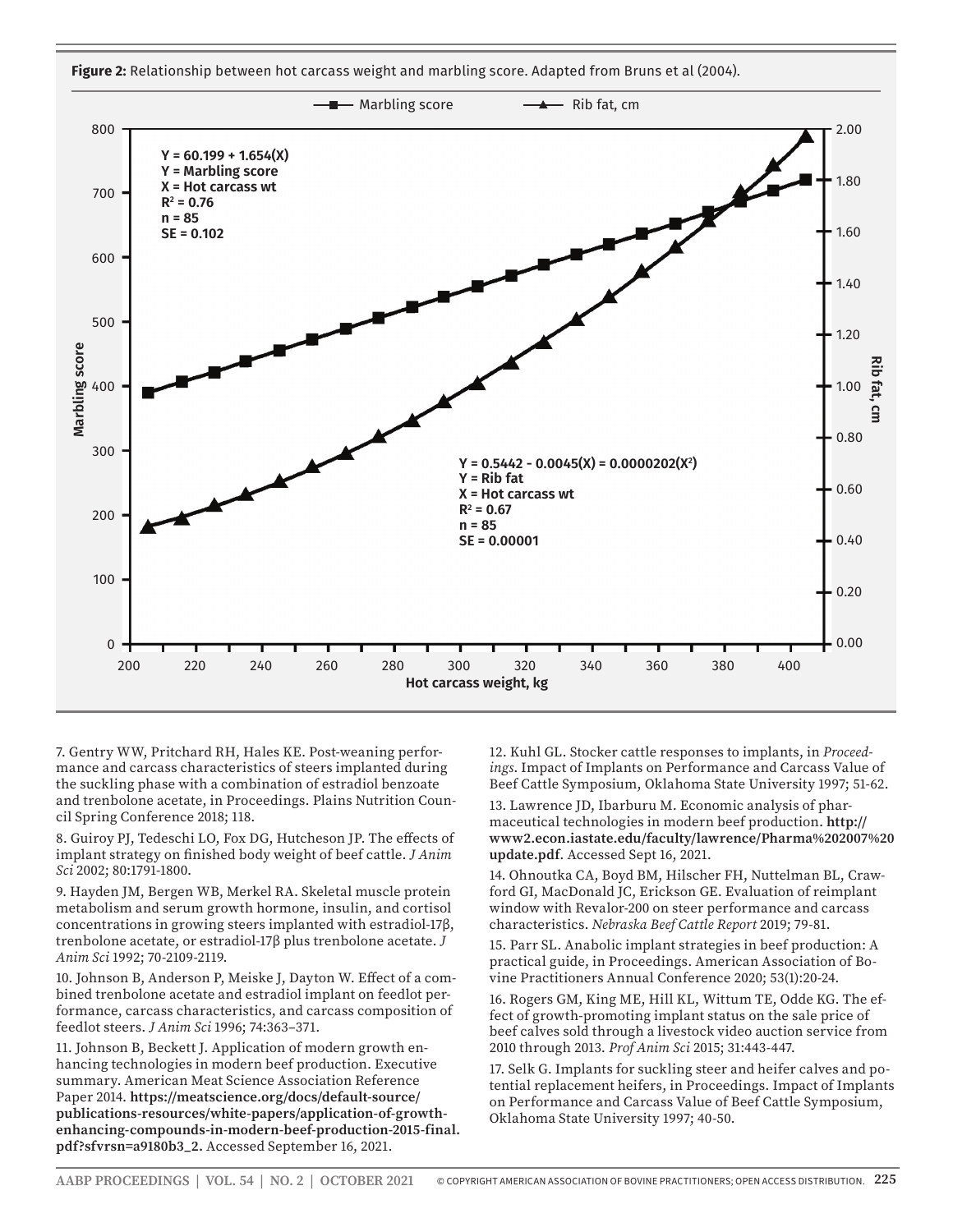**Figure 2:** Relationship between hot carcass weight and marbling score. Adapted from Bruns et al (2004).

$Y = 60.199 + 1.654(X)$
Y = Marbling score
X = Hot carcass wt
$R^2 = 0.76$
n = 85
SE = 0.102

$Y = 0.5442 - 0.0045(X) = 0.0000202(X^2)$
Y = Rib fat
X = Hot carcass wt
$R^2 = 0.67$
n = 85
SE = 0.00001

7. Gentry WW, Pritchard RH, Hales KE. Post-weaning performance and carcass characteristics of steers implanted during the suckling phase with a combination of estradiol benzoate and trenbolone acetate, in Proceedings. Plains Nutrition Council Spring Conference 2018; 118.

8. Guiroy PJ, Tedeschi LO, Fox DG, Hutcheson JP. The effects of implant strategy on finished body weight of beef cattle. *J Anim Sci* 2002; 80:1791-1800.

9. Hayden JM, Bergen WB, Merkel RA. Skeletal muscle protein metabolism and serum growth hormone, insulin, and cortisol concentrations in growing steers implanted with estradiol-17β, trenbolone acetate, or estradiol-17β plus trenbolone acetate. *J Anim Sci* 1992; 70-2109-2119.

10. Johnson B, Anderson P, Meiske J, Dayton W. Effect of a combined trenbolone acetate and estradiol implant on feedlot performance, carcass characteristics, and carcass composition of feedlot steers. *J Anim Sci* 1996; 74:363–371.

11. Johnson B, Beckett J. Application of modern growth enhancing technologies in modern beef production. Executive summary. American Meat Science Association Reference Paper 2014. **https://meatscience.org/docs/default-source/publications-resources/white-papers/application-of-growth-enhancing-compounds-in-modern-beef-production-2015-final.pdf?sfvrsn=a9180b3_2.** Accessed September 16, 2021.

12. Kuhl GL. Stocker cattle responses to implants, in *Proceedings*. Impact of Implants on Performance and Carcass Value of Beef Cattle Symposium, Oklahoma State University 1997; 51-62.

13. Lawrence JD, Ibarburu M. Economic analysis of pharmaceutical technologies in modern beef production. **http://www2.econ.iastate.edu/faculty/lawrence/Pharma%202007%20update.pdf.** Accessed Sept 16, 2021.

14. Ohnoutka CA, Boyd BM, Hilscher FH, Nuttelman BL, Crawford GI, MacDonald JC, Erickson GE. Evaluation of reimplant window with Revalor-200 on steer performance and carcass characteristics. *Nebraska Beef Cattle Report* 2019; 79-81.

15. Parr SL. Anabolic implant strategies in beef production: A practical guide, in Proceedings. American Association of Bovine Practitioners Annual Conference 2020; 53(1):20-24.

16. Rogers GM, King ME, Hill KL, Wittum TE, Odde KG. The effect of growth-promoting implant status on the sale price of beef calves sold through a livestock video auction service from 2010 through 2013. *Prof Anim Sci* 2015; 31:443-447.

17. Selk G. Implants for suckling steer and heifer calves and potential replacement heifers, in Proceedings. Impact of Implants on Performance and Carcass Value of Beef Cattle Symposium, Oklahoma State University 1997; 40-50.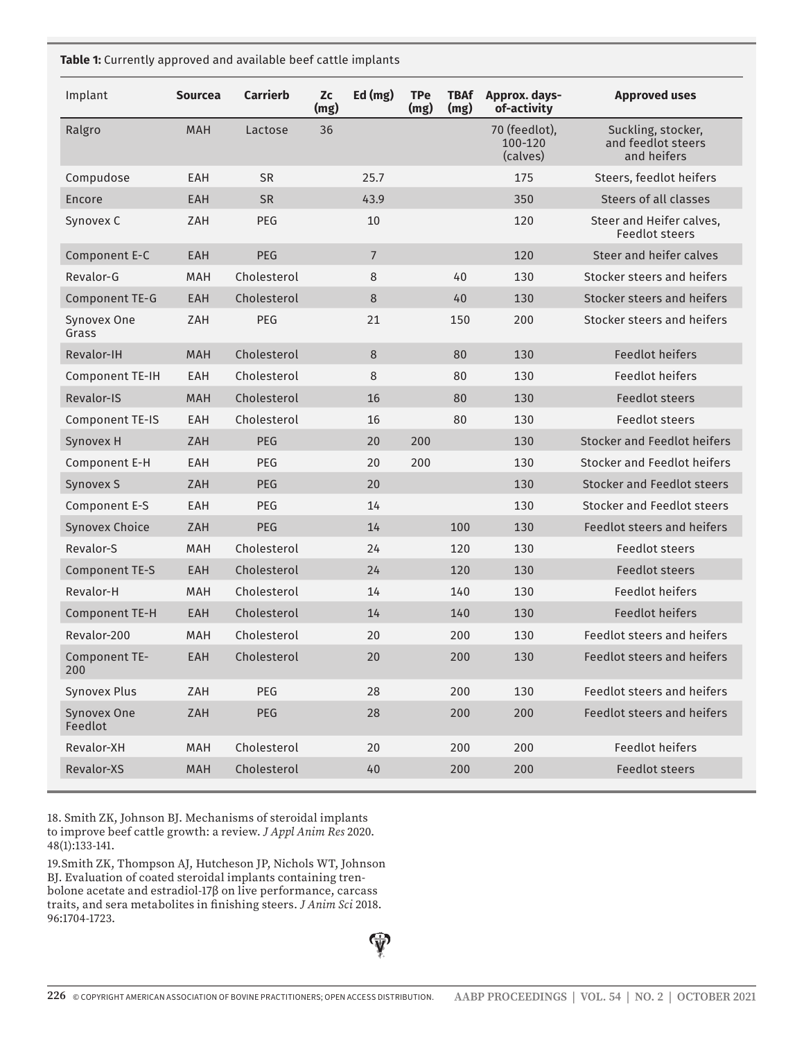**Table 1:** Currently approved and available beef cattle implants

| Implant | Sourcea | Carrierb | Zc (mg) | Ed (mg) | TPe (mg) | TBAf (mg) | Approx. days-of-activity | Approved uses |
|---|---|---|---|---|---|---|---|---|
| Ralgro | MAH | Lactose | 36 | | | | 70 (feedlot), 100-120 (calves) | Suckling, stocker, and feedlot steers and heifers |
| Compudose | EAH | SR | | 25.7 | | | 175 | Steers, feedlot heifers |
| Encore | EAH | SR | | 43.9 | | | 350 | Steers of all classes |
| Synovex C | ZAH | PEG | | 10 | | | 120 | Steer and Heifer calves, Feedlot steers |
| Component E-C | EAH | PEG | | 7 | | | 120 | Steer and heifer calves |
| Revalor-G | MAH | Cholesterol | | 8 | | 40 | 130 | Stocker steers and heifers |
| Component TE-G | EAH | Cholesterol | | 8 | | 40 | 130 | Stocker steers and heifers |
| Synovex One Grass | ZAH | PEG | | 21 | | 150 | 200 | Stocker steers and heifers |
| Revalor-IH | MAH | Cholesterol | | 8 | | 80 | 130 | Feedlot heifers |
| Component TE-IH | EAH | Cholesterol | | 8 | | 80 | 130 | Feedlot heifers |
| Revalor-IS | MAH | Cholesterol | | 16 | | 80 | 130 | Feedlot steers |
| Component TE-IS | EAH | Cholesterol | | 16 | | 80 | 130 | Feedlot steers |
| Synovex H | ZAH | PEG | | 20 | 200 | | 130 | Stocker and Feedlot heifers |
| Component E-H | EAH | PEG | | 20 | 200 | | 130 | Stocker and Feedlot heifers |
| Synovex S | ZAH | PEG | | 20 | | | 130 | Stocker and Feedlot steers |
| Component E-S | EAH | PEG | | 14 | | | 130 | Stocker and Feedlot steers |
| Synovex Choice | ZAH | PEG | | 14 | | 100 | 130 | Feedlot steers and heifers |
| Revalor-S | MAH | Cholesterol | | 24 | | 120 | 130 | Feedlot steers |
| Component TE-S | EAH | Cholesterol | | 24 | | 120 | 130 | Feedlot steers |
| Revalor-H | MAH | Cholesterol | | 14 | | 140 | 130 | Feedlot heifers |
| Component TE-H | EAH | Cholesterol | | 14 | | 140 | 130 | Feedlot heifers |
| Revalor-200 | MAH | Cholesterol | | 20 | | 200 | 130 | Feedlot steers and heifers |
| Component TE-200 | EAH | Cholesterol | | 20 | | 200 | 130 | Feedlot steers and heifers |
| Synovex Plus | ZAH | PEG | | 28 | | 200 | 130 | Feedlot steers and heifers |
| Synovex One Feedlot | ZAH | PEG | | 28 | | 200 | 200 | Feedlot steers and heifers |
| Revalor-XH | MAH | Cholesterol | | 20 | | 200 | 200 | Feedlot heifers |
| Revalor-XS | MAH | Cholesterol | | 40 | | 200 | 200 | Feedlot steers |

18. Smith ZK, Johnson BJ. Mechanisms of steroidal implants to improve beef cattle growth: a review. *J Appl Anim Res* 2020. 48(1):133-141.

19. Smith ZK, Thompson AJ, Hutcheson JP, Nichols WT, Johnson BJ. Evaluation of coated steroidal implants containing trenbolone acetate and estradiol-17β on live performance, carcass traits, and sera metabolites in finishing steers. *J Anim Sci* 2018. 96:1704-1723.